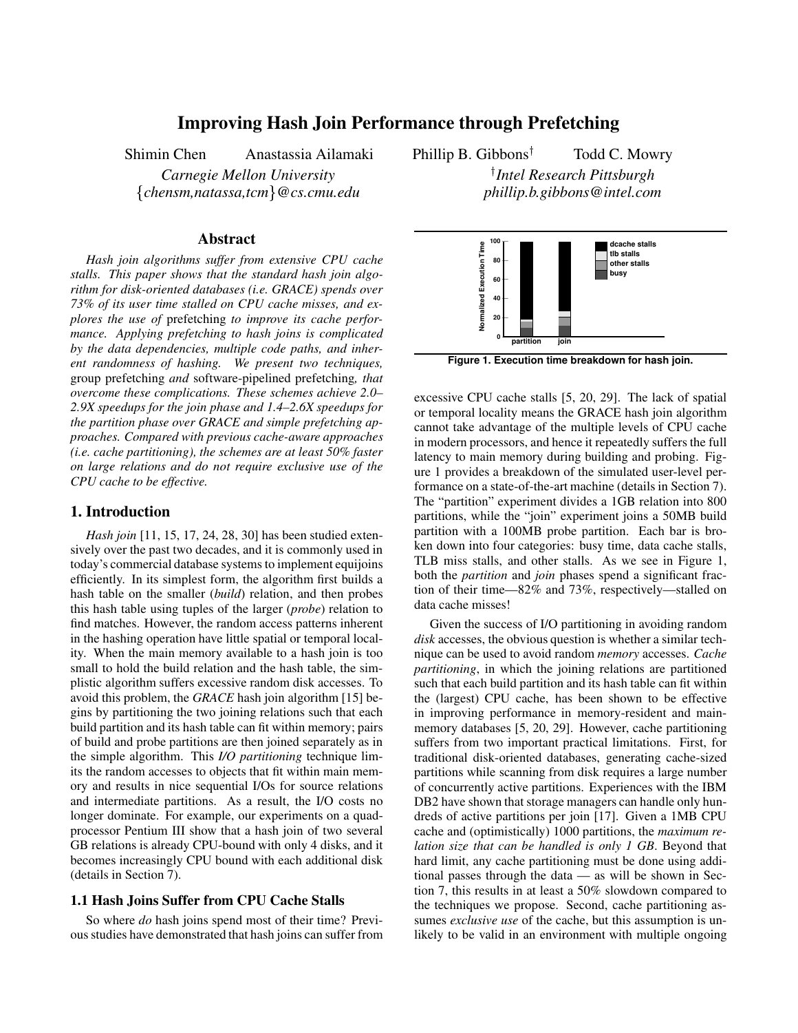# Improving Hash Join Performance through Prefetching

Shimin Chen  Anastassia Ailamaki  Phillip B. Gibbons[†]  Todd C. Mowry

*Carnegie Mellon University*
{*chensm,natassa,tcm*}*@cs.cmu.edu*

[†]*Intel Research Pittsburgh*
*phillip.b.gibbons@intel.com*

## Abstract

*Hash join algorithms suffer from extensive CPU cache stalls. This paper shows that the standard hash join algorithm for disk-oriented databases (i.e. GRACE) spends over 73% of its user time stalled on CPU cache misses, and explores the use of* prefetching *to improve its cache performance. Applying prefetching to hash joins is complicated by the data dependencies, multiple code paths, and inherent randomness of hashing. We present two techniques,* group prefetching *and* software-pipelined prefetching*, that overcome these complications. These schemes achieve 2.0–2.9X speedups for the join phase and 1.4–2.6X speedups for the partition phase over GRACE and simple prefetching approaches. Compared with previous cache-aware approaches (i.e. cache partitioning), the schemes are at least 50% faster on large relations and do not require exclusive use of the CPU cache to be effective.*

## 1. Introduction

*Hash join* [11, 15, 17, 24, 28, 30] has been studied extensively over the past two decades, and it is commonly used in today's commercial database systems to implement equijoins efficiently. In its simplest form, the algorithm first builds a hash table on the smaller (*build*) relation, and then probes this hash table using tuples of the larger (*probe*) relation to find matches. However, the random access patterns inherent in the hashing operation have little spatial or temporal locality. When the main memory available to a hash join is too small to hold the build relation and the hash table, the simplistic algorithm suffers excessive random disk accesses. To avoid this problem, the *GRACE* hash join algorithm [15] begins by partitioning the two joining relations such that each build partition and its hash table can fit within memory; pairs of build and probe partitions are then joined separately as in the simple algorithm. This *I/O partitioning* technique limits the random accesses to objects that fit within main memory and results in nice sequential I/Os for source relations and intermediate partitions. As a result, the I/O costs no longer dominate. For example, our experiments on a quad-processor Pentium III show that a hash join of two several GB relations is already CPU-bound with only 4 disks, and it becomes increasingly CPU bound with each additional disk (details in Section 7).

### 1.1 Hash Joins Suffer from CPU Cache Stalls

So where *do* hash joins spend most of their time? Previous studies have demonstrated that hash joins can suffer from excessive CPU cache stalls [5, 20, 29]. The lack of spatial or temporal locality means the GRACE hash join algorithm cannot take advantage of the multiple levels of CPU cache in modern processors, and hence it repeatedly suffers the full latency to main memory during building and probing. Figure 1 provides a breakdown of the simulated user-level performance on a state-of-the-art machine (details in Section 7). The "partition" experiment divides a 1GB relation into 800 partitions, while the "join" experiment joins a 50MB build partition with a 100MB probe partition. Each bar is broken down into four categories: busy time, data cache stalls, TLB miss stalls, and other stalls. As we see in Figure 1, both the *partition* and *join* phases spend a significant fraction of their time—82% and 73%, respectively—stalled on data cache misses!

**Figure 1. Execution time breakdown for hash join.**

Given the success of I/O partitioning in avoiding random *disk* accesses, the obvious question is whether a similar technique can be used to avoid random *memory* accesses. *Cache partitioning*, in which the joining relations are partitioned such that each build partition and its hash table can fit within the (largest) CPU cache, has been shown to be effective in improving performance in memory-resident and main-memory databases [5, 20, 29]. However, cache partitioning suffers from two important practical limitations. First, for traditional disk-oriented databases, generating cache-sized partitions while scanning from disk requires a large number of concurrently active partitions. Experiences with the IBM DB2 have shown that storage managers can handle only hundreds of active partitions per join [17]. Given a 1MB CPU cache and (optimistically) 1000 partitions, the *maximum relation size that can be handled is only 1 GB*. Beyond that hard limit, any cache partitioning must be done using additional passes through the data — as will be shown in Section 7, this results in at least a 50% slowdown compared to the techniques we propose. Second, cache partitioning assumes *exclusive use* of the cache, but this assumption is unlikely to be valid in an environment with multiple ongoing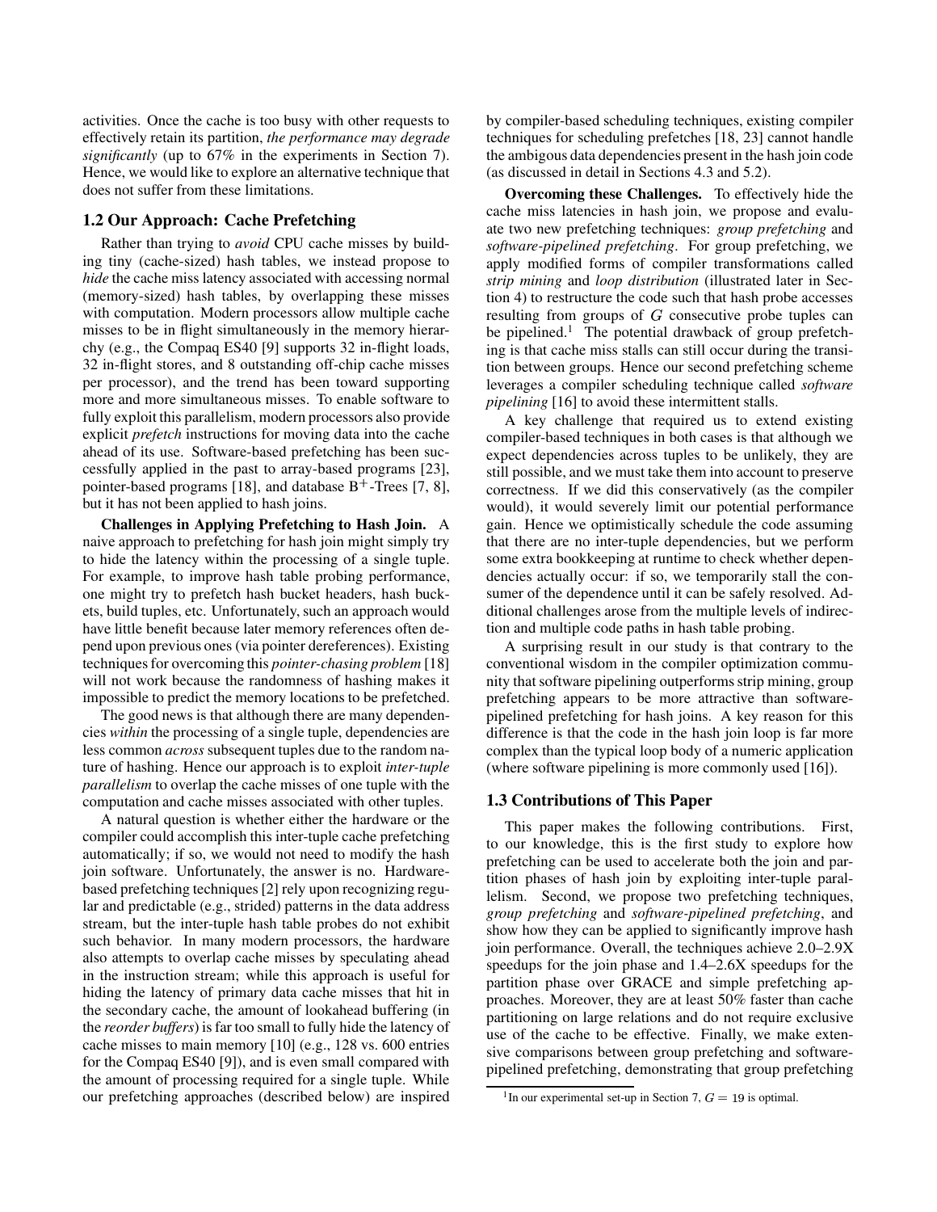activities. Once the cache is too busy with other requests to effectively retain its partition, *the performance may degrade significantly* (up to 67% in the experiments in Section 7). Hence, we would like to explore an alternative technique that does not suffer from these limitations.

## 1.2 Our Approach: Cache Prefetching

Rather than trying to *avoid* CPU cache misses by building tiny (cache-sized) hash tables, we instead propose to *hide* the cache miss latency associated with accessing normal (memory-sized) hash tables, by overlapping these misses with computation. Modern processors allow multiple cache misses to be in flight simultaneously in the memory hierarchy (e.g., the Compaq ES40 [9] supports 32 in-flight loads, 32 in-flight stores, and 8 outstanding off-chip cache misses per processor), and the trend has been toward supporting more and more simultaneous misses. To enable software to fully exploit this parallelism, modern processors also provide explicit *prefetch* instructions for moving data into the cache ahead of its use. Software-based prefetching has been successfully applied in the past to array-based programs [23], pointer-based programs [18], and database B$^{+}$-Trees [7, 8], but it has not been applied to hash joins.

**Challenges in Applying Prefetching to Hash Join.** A naive approach to prefetching for hash join might simply try to hide the latency within the processing of a single tuple. For example, to improve hash table probing performance, one might try to prefetch hash bucket headers, hash buckets, build tuples, etc. Unfortunately, such an approach would have little benefit because later memory references often depend upon previous ones (via pointer dereferences). Existing techniques for overcoming this *pointer-chasing problem* [18] will not work because the randomness of hashing makes it impossible to predict the memory locations to be prefetched.

The good news is that although there are many dependencies *within* the processing of a single tuple, dependencies are less common *across* subsequent tuples due to the random nature of hashing. Hence our approach is to exploit *inter-tuple parallelism* to overlap the cache misses of one tuple with the computation and cache misses associated with other tuples.

A natural question is whether either the hardware or the compiler could accomplish this inter-tuple cache prefetching automatically; if so, we would not need to modify the hash join software. Unfortunately, the answer is no. Hardware-based prefetching techniques [2] rely upon recognizing regular and predictable (e.g., strided) patterns in the data address stream, but the inter-tuple hash table probes do not exhibit such behavior. In many modern processors, the hardware also attempts to overlap cache misses by speculating ahead in the instruction stream; while this approach is useful for hiding the latency of primary data cache misses that hit in the secondary cache, the amount of lookahead buffering (in the *reorder buffers*) is far too small to fully hide the latency of cache misses to main memory [10] (e.g., 128 vs. 600 entries for the Compaq ES40 [9]), and is even small compared with the amount of processing required for a single tuple. While our prefetching approaches (described below) are inspired by compiler-based scheduling techniques, existing compiler techniques for scheduling prefetches [18, 23] cannot handle the ambigous data dependencies present in the hash join code (as discussed in detail in Sections 4.3 and 5.2).

**Overcoming these Challenges.** To effectively hide the cache miss latencies in hash join, we propose and evaluate two new prefetching techniques: *group prefetching* and *software-pipelined prefetching*. For group prefetching, we apply modified forms of compiler transformations called *strip mining* and *loop distribution* (illustrated later in Section 4) to restructure the code such that hash probe accesses resulting from groups of $G$ consecutive probe tuples can be pipelined.[1] The potential drawback of group prefetching is that cache miss stalls can still occur during the transition between groups. Hence our second prefetching scheme leverages a compiler scheduling technique called *software pipelining* [16] to avoid these intermittent stalls.

A key challenge that required us to extend existing compiler-based techniques in both cases is that although we expect dependencies across tuples to be unlikely, they are still possible, and we must take them into account to preserve correctness. If we did this conservatively (as the compiler would), it would severely limit our potential performance gain. Hence we optimistically schedule the code assuming that there are no inter-tuple dependencies, but we perform some extra bookkeeping at runtime to check whether dependencies actually occur: if so, we temporarily stall the consumer of the dependence until it can be safely resolved. Additional challenges arose from the multiple levels of indirection and multiple code paths in hash table probing.

A surprising result in our study is that contrary to the conventional wisdom in the compiler optimization community that software pipelining outperforms strip mining, group prefetching appears to be more attractive than software-pipelined prefetching for hash joins. A key reason for this difference is that the code in the hash join loop is far more complex than the typical loop body of a numeric application (where software pipelining is more commonly used [16]).

## 1.3 Contributions of This Paper

This paper makes the following contributions. First, to our knowledge, this is the first study to explore how prefetching can be used to accelerate both the join and partition phases of hash join by exploiting inter-tuple parallelism. Second, we propose two prefetching techniques, *group prefetching* and *software-pipelined prefetching*, and show how they can be applied to significantly improve hash join performance. Overall, the techniques achieve 2.0–2.9X speedups for the join phase and 1.4–2.6X speedups for the partition phase over GRACE and simple prefetching approaches. Moreover, they are at least 50% faster than cache partitioning on large relations and do not require exclusive use of the cache to be effective. Finally, we make extensive comparisons between group prefetching and software-pipelined prefetching, demonstrating that group prefetching

[1] In our experimental set-up in Section 7, $G = 19$ is optimal.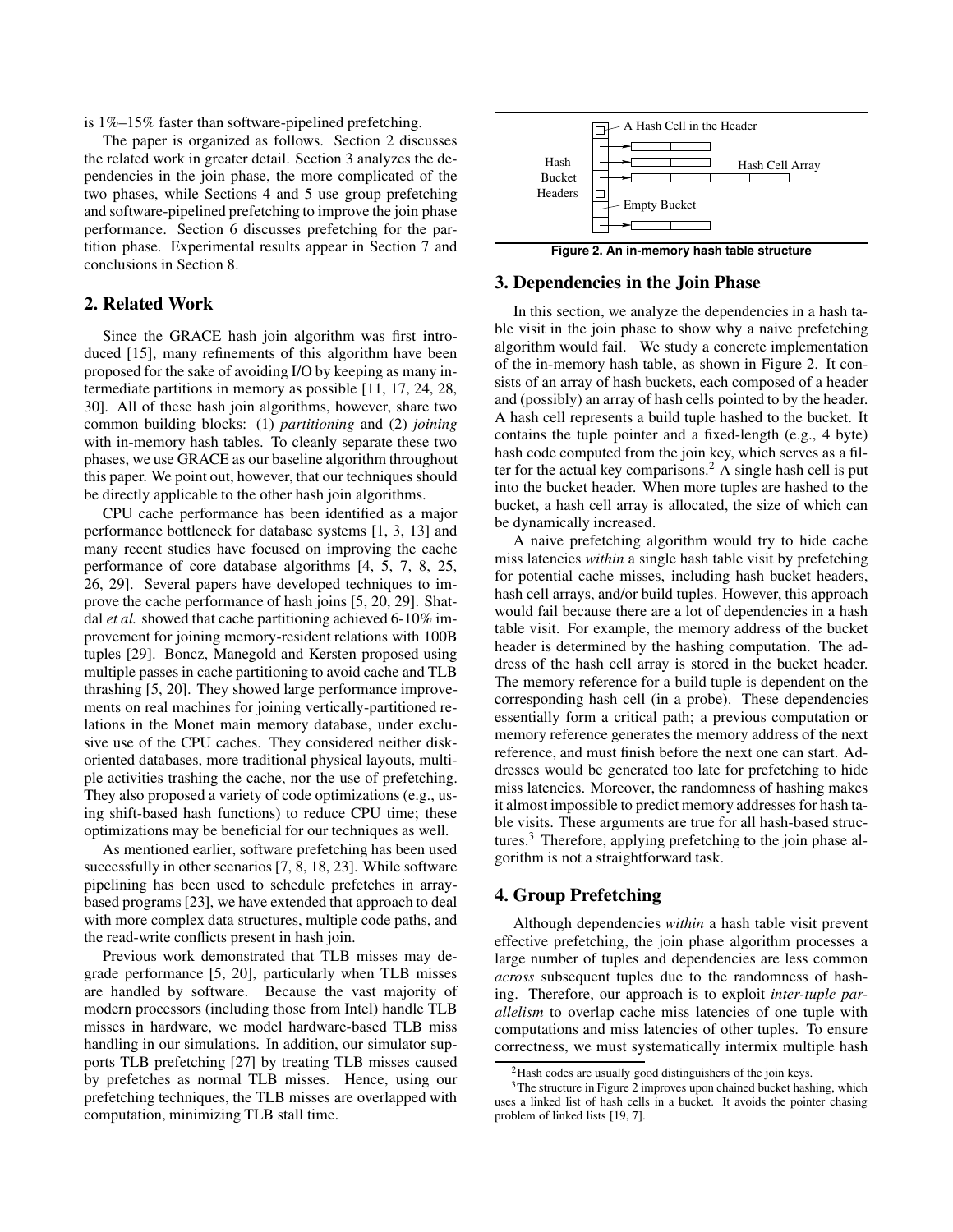is 1%–15% faster than software-pipelined prefetching.

The paper is organized as follows. Section 2 discusses the related work in greater detail. Section 3 analyzes the dependencies in the join phase, the more complicated of the two phases, while Sections 4 and 5 use group prefetching and software-pipelined prefetching to improve the join phase performance. Section 6 discusses prefetching for the partition phase. Experimental results appear in Section 7 and conclusions in Section 8.

## 2. Related Work

Since the GRACE hash join algorithm was first introduced [15], many refinements of this algorithm have been proposed for the sake of avoiding I/O by keeping as many intermediate partitions in memory as possible [11, 17, 24, 28, 30]. All of these hash join algorithms, however, share two common building blocks: (1) *partitioning* and (2) *joining* with in-memory hash tables. To cleanly separate these two phases, we use GRACE as our baseline algorithm throughout this paper. We point out, however, that our techniques should be directly applicable to the other hash join algorithms.

CPU cache performance has been identified as a major performance bottleneck for database systems [1, 3, 13] and many recent studies have focused on improving the cache performance of core database algorithms [4, 5, 7, 8, 25, 26, 29]. Several papers have developed techniques to improve the cache performance of hash joins [5, 20, 29]. Shatdal *et al.* showed that cache partitioning achieved 6-10% improvement for joining memory-resident relations with 100B tuples [29]. Boncz, Manegold and Kersten proposed using multiple passes in cache partitioning to avoid cache and TLB thrashing [5, 20]. They showed large performance improvements on real machines for joining vertically-partitioned relations in the Monet main memory database, under exclusive use of the CPU caches. They considered neither disk-oriented databases, more traditional physical layouts, multiple activities trashing the cache, nor the use of prefetching. They also proposed a variety of code optimizations (e.g., using shift-based hash functions) to reduce CPU time; these optimizations may be beneficial for our techniques as well.

As mentioned earlier, software prefetching has been used successfully in other scenarios [7, 8, 18, 23]. While software pipelining has been used to schedule prefetches in array-based programs [23], we have extended that approach to deal with more complex data structures, multiple code paths, and the read-write conflicts present in hash join.

Previous work demonstrated that TLB misses may degrade performance [5, 20], particularly when TLB misses are handled by software. Because the vast majority of modern processors (including those from Intel) handle TLB misses in hardware, we model hardware-based TLB miss handling in our simulations. In addition, our simulator supports TLB prefetching [27] by treating TLB misses caused by prefetches as normal TLB misses. Hence, using our prefetching techniques, the TLB misses are overlapped with computation, minimizing TLB stall time.

**Figure 2. An in-memory hash table structure**

## 3. Dependencies in the Join Phase

In this section, we analyze the dependencies in a hash table visit in the join phase to show why a naive prefetching algorithm would fail. We study a concrete implementation of the in-memory hash table, as shown in Figure 2. It consists of an array of hash buckets, each composed of a header and (possibly) an array of hash cells pointed to by the header. A hash cell represents a build tuple hashed to the bucket. It contains the tuple pointer and a fixed-length (e.g., 4 byte) hash code computed from the join key, which serves as a filter for the actual key comparisons.[2] A single hash cell is put into the bucket header. When more tuples are hashed to the bucket, a hash cell array is allocated, the size of which can be dynamically increased.

A naive prefetching algorithm would try to hide cache miss latencies *within* a single hash table visit by prefetching for potential cache misses, including hash bucket headers, hash cell arrays, and/or build tuples. However, this approach would fail because there are a lot of dependencies in a hash table visit. For example, the memory address of the bucket header is determined by the hashing computation. The address of the hash cell array is stored in the bucket header. The memory reference for a build tuple is dependent on the corresponding hash cell (in a probe). These dependencies essentially form a critical path; a previous computation or memory reference generates the memory address of the next reference, and must finish before the next one can start. Addresses would be generated too late for prefetching to hide memory latencies. Moreover, the randomness of hashing makes it almost impossible to predict memory addresses for hash table visits. These arguments are true for all hash-based structures.[3] Therefore, applying prefetching to the join phase algorithm is not a straightforward task.

## 4. Group Prefetching

Although dependencies *within* a hash table visit prevent effective prefetching, the join phase algorithm processes a large number of tuples and dependencies are less common *across* subsequent tuples due to the randomness of hashing. Therefore, our approach is to exploit *inter-tuple parallelism* to overlap cache miss latencies of one tuple with computations and miss latencies of other tuples. To ensure correctness, we must systematically intermix multiple hash

[2] Hash codes are usually good distinguishers of the join keys.

[3] The structure in Figure 2 improves upon chained bucket hashing, which uses a linked list of hash cells in a bucket. It avoids the pointer chasing problem of linked lists [19, 7].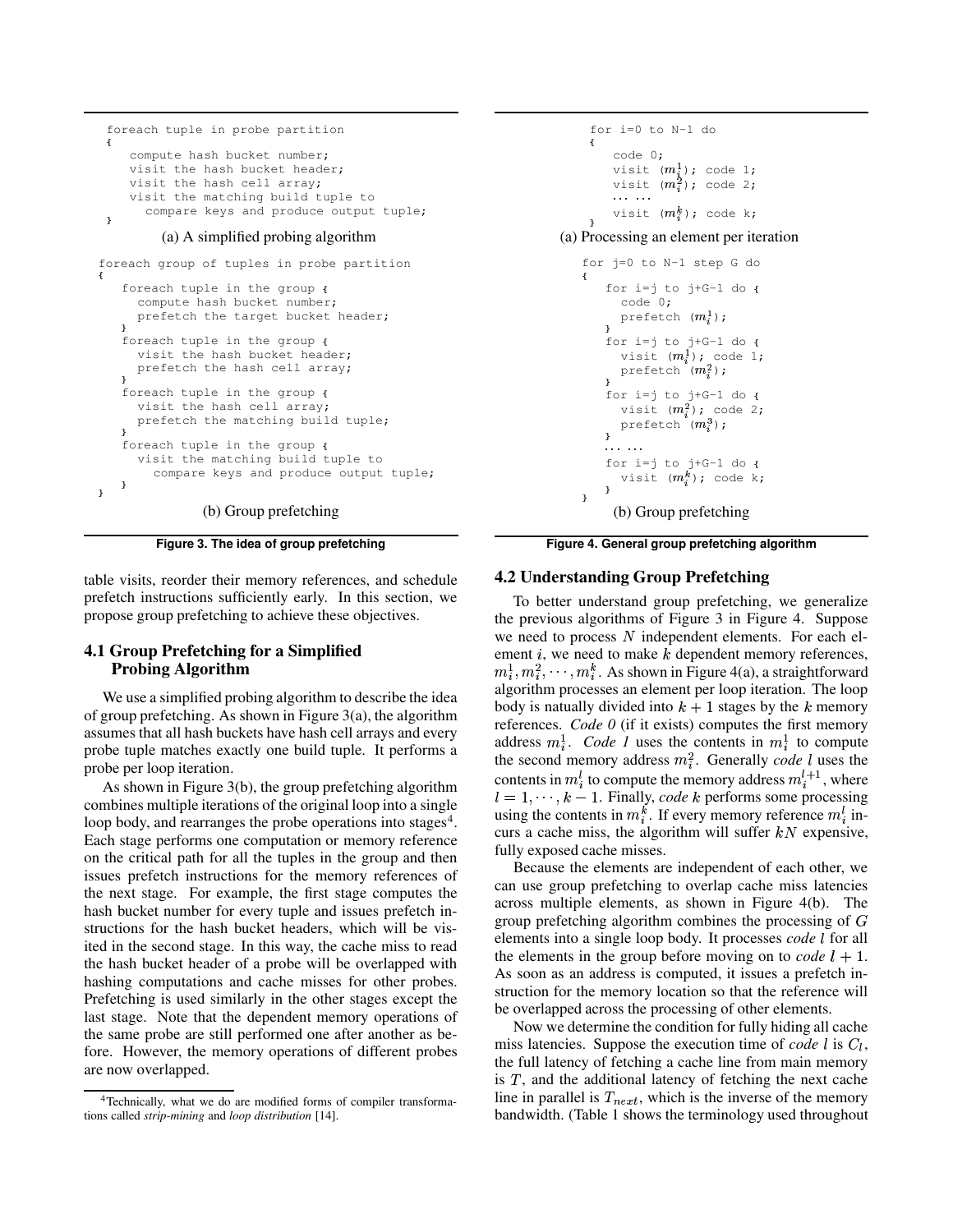```
foreach tuple in probe partition
{
    compute hash bucket number;
    visit the hash bucket header;
    visit the hash cell array;
    visit the matching build tuple to
      compare keys and produce output tuple;
}
```

(a) A simplified probing algorithm

```
foreach group of tuples in probe partition
{
    foreach tuple in the group {
      compute hash bucket number;
      prefetch the target bucket header;
    }
    foreach tuple in the group {
      visit the hash bucket header;
      prefetch the hash cell array;
    }
    foreach tuple in the group {
      visit the hash cell array;
      prefetch the matching build tuple;
    }
    foreach tuple in the group {
      visit the matching build tuple to
        compare keys and produce output tuple;
    }
}
```

(b) Group prefetching

**Figure 3. The idea of group prefetching**

```
for i=0 to N-1 do
{
    code 0;
    visit (m_i^1); code 1;
    visit (m_i^2); code 2;
    ... ...
    visit (m_i^k); code k;
}
```

(a) Processing an element per iteration

```
for j=0 to N-1 step G do
{
    for i=j to j+G-1 do {
      code 0;
      prefetch (m_i^1);
    }
    for i=j to j+G-1 do {
      visit (m_i^1); code 1;
      prefetch (m_i^2);
    }
    for i=j to j+G-1 do {
      visit (m_i^2); code 2;
      prefetch (m_i^3);
    }
    ... ...
    for i=j to j+G-1 do {
      visit (m_i^k); code k;
    }
}
```

(b) Group prefetching

**Figure 4. General group prefetching algorithm**

table visits, reorder their memory references, and schedule prefetch instructions sufficiently early. In this section, we propose group prefetching to achieve these objectives.

## 4.1 Group Prefetching for a Simplified Probing Algorithm

We use a simplified probing algorithm to describe the idea of group prefetching. As shown in Figure 3(a), the algorithm assumes that all hash buckets have hash cell arrays and every probe tuple matches exactly one build tuple. It performs a probe per loop iteration.

As shown in Figure 3(b), the group prefetching algorithm combines multiple iterations of the original loop into a single loop body, and rearranges the probe operations into stages[4]. Each stage performs one computation or memory reference on the critical path for all the tuples in the group and then issues prefetch instructions for the memory references of the next stage. For example, the first stage computes the hash bucket number for every tuple and issues prefetch instructions for the hash bucket headers, which will be visited in the second stage. In this way, the cache miss to read the hash bucket header of a probe will be overlapped with hashing computations and cache misses for other probes. Prefetching is used similarly in the other stages except the last stage. Note that the dependent memory operations of the same probe are still performed one after another as before. However, the memory operations of different probes are now overlapped.

[4]Technically, what we do are modified forms of compiler transformations called *strip-mining* and *loop distribution* [14].

## 4.2 Understanding Group Prefetching

To better understand group prefetching, we generalize the previous algorithms of Figure 3 in Figure 4. Suppose we need to process $N$ independent elements. For each element $i$, we need to make $k$ dependent memory references, $m_i^1, m_i^2, \cdots, m_i^k$. As shown in Figure 4(a), a straightforward algorithm processes an element per loop iteration. The loop body is natually divided into $k+1$ stages by the $k$ memory references. *Code 0* (if it exists) computes the first memory address $m_i^1$. *Code 1* uses the contents in $m_i^1$ to compute the second memory address $m_i^2$. Generally *code l* uses the contents in $m_i^l$ to compute the memory address $m_i^{l+1}$, where $l = 1, \cdots, k-1$. Finally, *code k* performs some processing using the contents in $m_i^k$. If every memory reference $m_i^l$ incurs a cache miss, the algorithm will suffer $kN$ expensive, fully exposed cache misses.

Because the elements are independent of each other, we can use group prefetching to overlap cache miss latencies across multiple elements, as shown in Figure 4(b). The group prefetching algorithm combines the processing of $G$ elements into a single loop body. It processes *code l* for all the elements in the group before moving on to *code* $l+1$. As soon as an address is computed, it issues a prefetch instruction for the memory location so that the reference will be overlapped across the processing of other elements.

Now we determine the condition for fully hiding all cache miss latencies. Suppose the execution time of *code* $l$ is $C_l$, the full latency of fetching a cache line from main memory is $T$, and the additional latency of fetching the next cache line in parallel is $T_{next}$, which is the inverse of the memory bandwidth. (Table 1 shows the terminology used throughout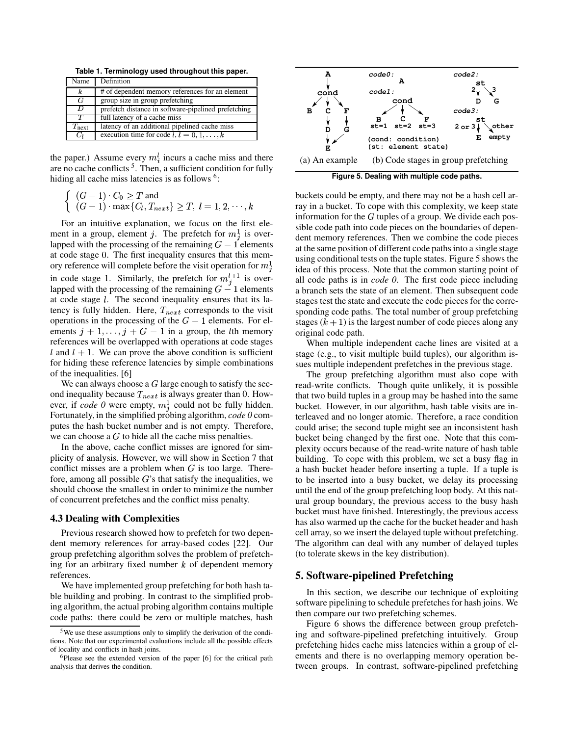**Table 1. Terminology used throughout this paper.**

| Name | Definition |
|---|---|
| $k$ | # of dependent memory references for an element |
| $G$ | group size in group prefetching |
| $D$ | prefetch distance in software-pipelined prefetching |
| $T$ | full latency of a cache miss |
| $T_{next}$ | latency of an additional pipelined cache miss |
| $C_l$ | execution time for code $l$, $l = 0, 1, \ldots, k$ |

the paper.) Assume every $m_i^l$ incurs a cache miss and there are no cache conflicts [5]. Then, a sufficient condition for fully hiding all cache miss latencies is as follows [6]:

$$\begin{cases} (G-1) \cdot C_0 \geq T \text{ and} \\ (G-1) \cdot \max\{C_l, T_{next}\} \geq T, \; l = 1, 2, \cdots, k \end{cases}$$

For an intuitive explanation, we focus on the first element in a group, element $j$. The prefetch for $m_j^1$ is overlapped with the processing of the remaining $G-1$ elements at code stage 0. The first inequality ensures that this memory reference will complete before the visit operation for $m_j^1$ in code stage 1. Similarly, the prefetch for $m_j^{l+1}$ is overlapped with the processing of the remaining $G-1$ elements at code stage $l$. The second inequality ensures that its latency is fully hidden. Here, $T_{next}$ corresponds to the visit operations in the processing of the $G-1$ elements. For elements $j+1, \ldots, j+G-1$ in a group, the $l$th memory references will be overlapped with operations at code stages $l$ and $l+1$. We can prove the above condition is sufficient for hiding these reference latencies by simple combinations of the inequalities. [6]

We can always choose a $G$ large enough to satisfy the second inequality because $T_{next}$ is always greater than 0. However, if *code 0* were empty, $m_j^1$ could not be fully hidden. Fortunately, in the simplified probing algorithm, *code 0* computes the hash bucket number and is not empty. Therefore, we can choose a $G$ to hide all the cache miss penalties.

In the above, cache conflict misses are ignored for simplicity of analysis. However, we will show in Section 7 that conflict misses are a problem when $G$ is too large. Therefore, among all possible $G$'s that satisfy the inequalities, we should choose the smallest in order to minimize the number of concurrent prefetches and the conflict miss penalty.

### 4.3 Dealing with Complexities

Previous research showed how to prefetch for two dependent memory references for array-based codes [22]. Our group prefetching algorithm solves the problem of prefetching for an arbitrary fixed number $k$ of dependent memory references.

We have implemented group prefetching for both hash table building and probing. In contrast to the simplified probing algorithm, the actual probing algorithm contains multiple code paths: there could be zero or multiple matches, hash buckets could be empty, and there may not be a hash cell array in a bucket. To cope with this complexity, we keep state information for the $G$ tuples of a group. We divide each possible code path into code pieces on the boundaries of dependent memory references. Then we combine the code pieces at the same position of different code paths into a single stage using conditional tests on the tuple states. Figure 5 shows the idea of this process. Note that the common starting point of all code paths is in *code 0*. The first code piece including a branch sets the state of an element. Then subsequent code stages test the state and execute the code pieces for the corresponding code paths. The total number of group prefetching stages ($k+1$) is the largest number of code pieces along any original code path.

```
      A              code0:                  code2:
      |                 A                       st
     cond            code1:                   2|  \3
    / | \                cond                  D   G
   B  C  F             /  |  \               code3:
      |  |            B   C   F                 st
      D  G          st=1 st=2 st=3         2 or 3|  \other
      | /                                       E   empty
      E             (cond: condition)
                    (st: element state)
```

(a) An example (b) Code stages in group prefetching

**Figure 5. Dealing with multiple code paths.**

When multiple independent cache lines are visited at a stage (e.g., to visit multiple build tuples), our algorithm issues multiple independent prefetches in the previous stage.

The group prefetching algorithm must also cope with read-write conflicts. Though quite unlikely, it is possible that two build tuples in a group may be hashed into the same bucket. However, in our algorithm, hash table visits are interleaved and no longer atomic. Therefore, a race condition could arise; the second tuple might see an inconsistent hash bucket being changed by the first one. Note that this complexity occurs because of the read-write nature of hash table building. To cope with this problem, we set a busy flag in a hash bucket header before inserting a tuple. If a tuple is to be inserted into a busy bucket, we delay its processing until the end of the group prefetching loop body. At this natural group boundary, the previous access to the busy hash bucket must have finished. Interestingly, the previous access has also warmed up the cache for the bucket header and hash cell array, so we insert the delayed tuple without prefetching. The algorithm can deal with any number of delayed tuples (to tolerate skews in the key distribution).

## 5. Software-pipelined Prefetching

In this section, we describe our technique of exploiting software pipelining to schedule prefetches for hash joins. We then compare our two prefetching schemes.

Figure 6 shows the difference between group prefetching and software-pipelined prefetching intuitively. Group prefetching hides cache miss latencies within a group of elements and there is no overlapping memory operation between groups. In contrast, software-pipelined prefetching

[5] We use these assumptions only to simplify the derivation of the conditions. Note that our experimental evaluations include all the possible effects of locality and conflicts in hash joins.

[6] Please see the extended version of the paper [6] for the critical path analysis that derives the condition.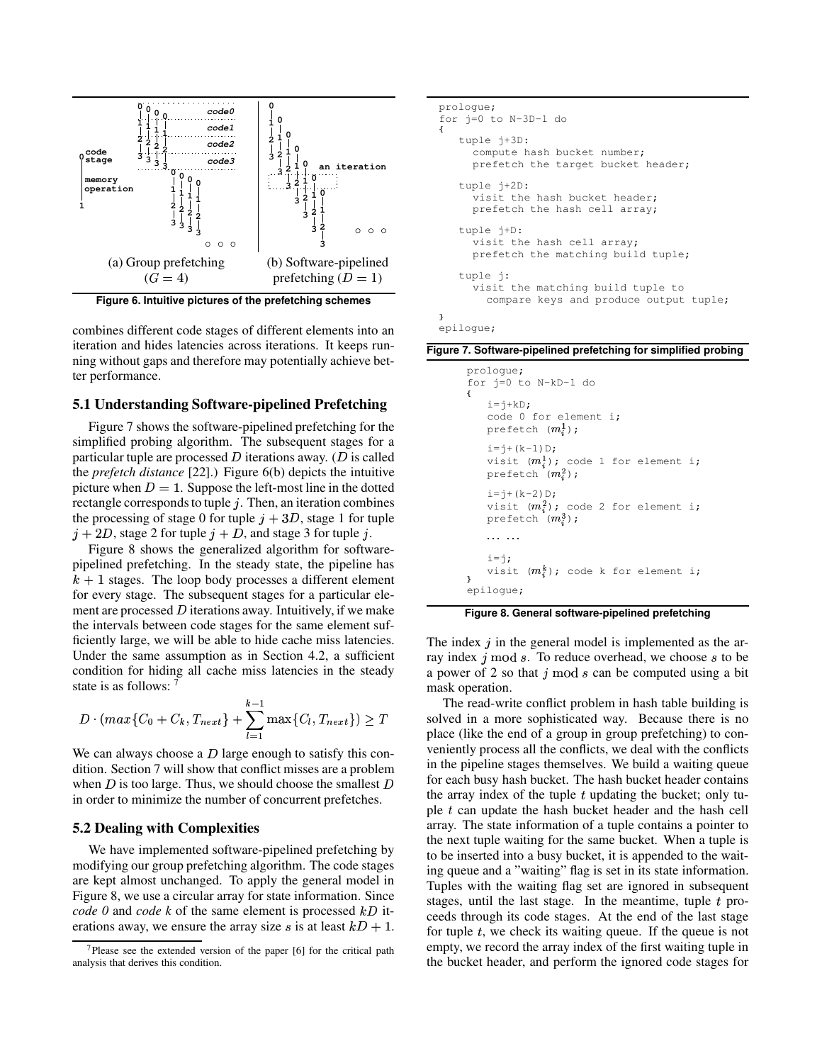(a) Group prefetching ($G = 4$)

(b) Software-pipelined prefetching ($D = 1$)

**Figure 6. Intuitive pictures of the prefetching schemes**

combines different code stages of different elements into an iteration and hides latencies across iterations. It keeps running without gaps and therefore may potentially achieve better performance.

### 5.1 Understanding Software-pipelined Prefetching

Figure 7 shows the software-pipelined prefetching for the simplified probing algorithm. The subsequent stages for a particular tuple are processed $D$ iterations away. ($D$ is called the *prefetch distance* [22].) Figure 6(b) depicts the intuitive picture when $D = 1$. Suppose the left-most line in the dotted rectangle corresponds to tuple $j$. Then, an iteration combines the processing of stage 0 for tuple $j + 3D$, stage 1 for tuple $j + 2D$, stage 2 for tuple $j + D$, and stage 3 for tuple $j$.

Figure 8 shows the generalized algorithm for software-pipelined prefetching. In the steady state, the pipeline has $k + 1$ stages. The loop body processes a different element for every stage. The subsequent stages for a particular element are processed $D$ iterations away. Intuitively, if we make the intervals between code stages for the same element sufficiently large, we will be able to hide cache miss latencies. Under the same assumption as in Section 4.2, a sufficient condition for hiding all cache miss latencies in the steady state is as follows: [7]

$$D \cdot (max\{C_0 + C_k, T_{next}\} + \sum_{l=1}^{k-1} \max\{C_l, T_{next}\}) \geq T$$

We can always choose a $D$ large enough to satisfy this condition. Section 7 will show that conflict misses are a problem when $D$ is too large. Thus, we should choose the smallest $D$ in order to minimize the number of concurrent prefetches.

### 5.2 Dealing with Complexities

We have implemented software-pipelined prefetching by modifying our group prefetching algorithm. The code stages are kept almost unchanged. To apply the general model in Figure 8, we use a circular array for state information. Since *code 0* and *code k* of the same element is processed $kD$ iterations away, we ensure the array size $s$ is at least $kD + 1$.

[7] Please see the extended version of the paper [6] for the critical path analysis that derives this condition.

```
prologue;
for j=0 to N-3D-1 do
{
   tuple j+3D:
     compute hash bucket number;
     prefetch the target bucket header;

   tuple j+2D:
     visit the hash bucket header;
     prefetch the hash cell array;

   tuple j+D:
     visit the hash cell array;
     prefetch the matching build tuple;

   tuple j:
     visit the matching build tuple to
       compare keys and produce output tuple;
}
epilogue;
```

**Figure 7. Software-pipelined prefetching for simplified probing**

```
prologue;
for j=0 to N-kD-1 do
{
   i=j+kD;
   code 0 for element i;
   prefetch (m_i^1);

   i=j+(k-1)D;
   visit (m_i^1); code 1 for element i;
   prefetch (m_i^2);

   i=j+(k-2)D;
   visit (m_i^2); code 2 for element i;
   prefetch (m_i^3);

   ... ...

   i=j;
   visit (m_i^k); code k for element i;
}
epilogue;
```

**Figure 8. General software-pipelined prefetching**

The index $j$ in the general model is implemented as the array index $j \bmod s$. To reduce overhead, we choose $s$ to be a power of 2 so that $j \bmod s$ can be computed using a bit mask operation.

The read-write conflict problem in hash table building is solved in a more sophisticated way. Because there is no place (like the end of a group in group prefetching) to conveniently process all the conflicts, we deal with the conflicts in the pipeline stages themselves. We build a waiting queue for each busy hash bucket. The hash bucket header contains the array index of the tuple $t$ updating the bucket; only tuple $t$ can update the hash bucket header and the hash cell array. The state information of a tuple contains a pointer to the next tuple waiting for the same bucket. When a tuple is to be inserted into a busy bucket, it is appended to the waiting queue and a "waiting" flag is set in its state information. Tuples with the waiting flag set are ignored in subsequent stages, until the last stage. In the meantime, tuple $t$ proceeds through its code stages. At the end of the last stage for tuple $t$, we check its waiting queue. If the queue is not empty, we record the array index of the first waiting tuple in the bucket header, and perform the ignored code stages for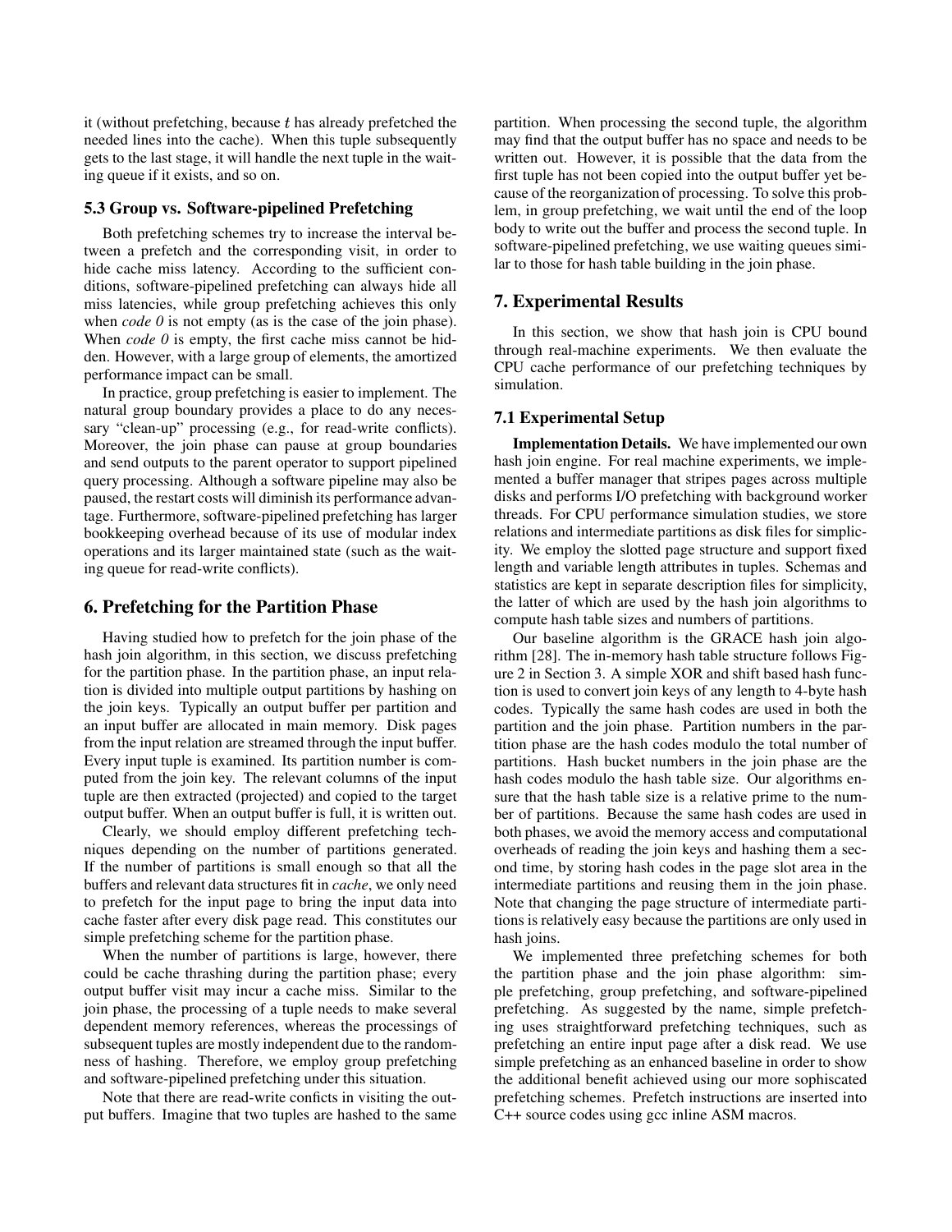it (without prefetching, because $t$ has already prefetched the needed lines into the cache). When this tuple subsequently gets to the last stage, it will handle the next tuple in the waiting queue if it exists, and so on.

### 5.3 Group vs. Software-pipelined Prefetching

Both prefetching schemes try to increase the interval between a prefetch and the corresponding visit, in order to hide cache miss latency. According to the sufficient conditions, software-pipelined prefetching can always hide all miss latencies, while group prefetching achieves this only when *code 0* is not empty (as is the case of the join phase). When *code 0* is empty, the first cache miss cannot be hidden. However, with a large group of elements, the amortized performance impact can be small.

In practice, group prefetching is easier to implement. The natural group boundary provides a place to do any necessary "clean-up" processing (e.g., for read-write conflicts). Moreover, the join phase can pause at group boundaries and send outputs to the parent operator to support pipelined query processing. Although a software pipeline may also be paused, the restart costs will diminish its performance advantage. Furthermore, software-pipelined prefetching has larger bookkeeping overhead because of its use of modular index operations and its larger maintained state (such as the waiting queue for read-write conflicts).

## 6. Prefetching for the Partition Phase

Having studied how to prefetch for the join phase of the hash join algorithm, in this section, we discuss prefetching for the partition phase. In the partition phase, an input relation is divided into multiple output partitions by hashing on the join keys. Typically an output buffer per partition and an input buffer are allocated in main memory. Disk pages from the input relation are streamed through the input buffer. Every input tuple is examined. Its partition number is computed from the join key. The relevant columns of the input tuple are then extracted (projected) and copied to the target output buffer. When an output buffer is full, it is written out.

Clearly, we should employ different prefetching techniques depending on the number of partitions generated. If the number of partitions is small enough so that all the buffers and relevant data structures fit in *cache*, we only need to prefetch for the input page to bring the input data into cache faster after every disk page read. This constitutes our simple prefetching scheme for the partition phase.

When the number of partitions is large, however, there could be cache thrashing during the partition phase; every output buffer visit may incur a cache miss. Similar to the join phase, the processing of a tuple needs to make several dependent memory references, whereas the processings of subsequent tuples are mostly independent due to the randomness of hashing. Therefore, we employ group prefetching and software-pipelined prefetching under this situation.

Note that there are read-write conficts in visiting the output buffers. Imagine that two tuples are hashed to the same partition. When processing the second tuple, the algorithm may find that the output buffer has no space and needs to be written out. However, it is possible that the data from the first tuple has not been copied into the output buffer yet because of the reorganization of processing. To solve this problem, in group prefetching, we wait until the end of the loop body to write out the buffer and process the second tuple. In software-pipelined prefetching, we use waiting queues similar to those for hash table building in the join phase.

## 7. Experimental Results

In this section, we show that hash join is CPU bound through real-machine experiments. We then evaluate the CPU cache performance of our prefetching techniques by simulation.

### 7.1 Experimental Setup

**Implementation Details.** We have implemented our own hash join engine. For real machine experiments, we implemented a buffer manager that stripes pages across multiple disks and performs I/O prefetching with background worker threads. For CPU performance simulation studies, we store relations and intermediate partitions as disk files for simplicity. We employ the slotted page structure and support fixed length and variable length attributes in tuples. Schemas and statistics are kept in separate description files for simplicity, the latter of which are used by the hash join algorithms to compute hash table sizes and numbers of partitions.

Our baseline algorithm is the GRACE hash join algorithm [28]. The in-memory hash table structure follows Figure 2 in Section 3. A simple XOR and shift based hash function is used to convert join keys of any length to 4-byte hash codes. Typically the same hash codes are used in both the partition and the join phase. Partition numbers in the partition phase are the hash codes modulo the total number of partitions. Hash bucket numbers in the join phase are the hash codes modulo the hash table size. Our algorithms ensure that the hash table size is a relative prime to the number of partitions. Because the same hash codes are used in both phases, we avoid the memory access and computational overheads of reading the join keys and hashing them a second time, by storing hash codes in the page slot area in the intermediate partitions and reusing them in the join phase. Note that changing the page structure of intermediate partitions is relatively easy because the partitions are only used in hash joins.

We implemented three prefetching schemes for both the partition phase and the join phase algorithm: simple prefetching, group prefetching, and software-pipelined prefetching. As suggested by the name, simple prefetching uses straightforward prefetching techniques, such as prefetching an entire input page after a disk read. We use simple prefetching as an enhanced baseline in order to show the additional benefit achieved using our more sophiscated prefetching schemes. Prefetch instructions are inserted into C++ source codes using gcc inline ASM macros.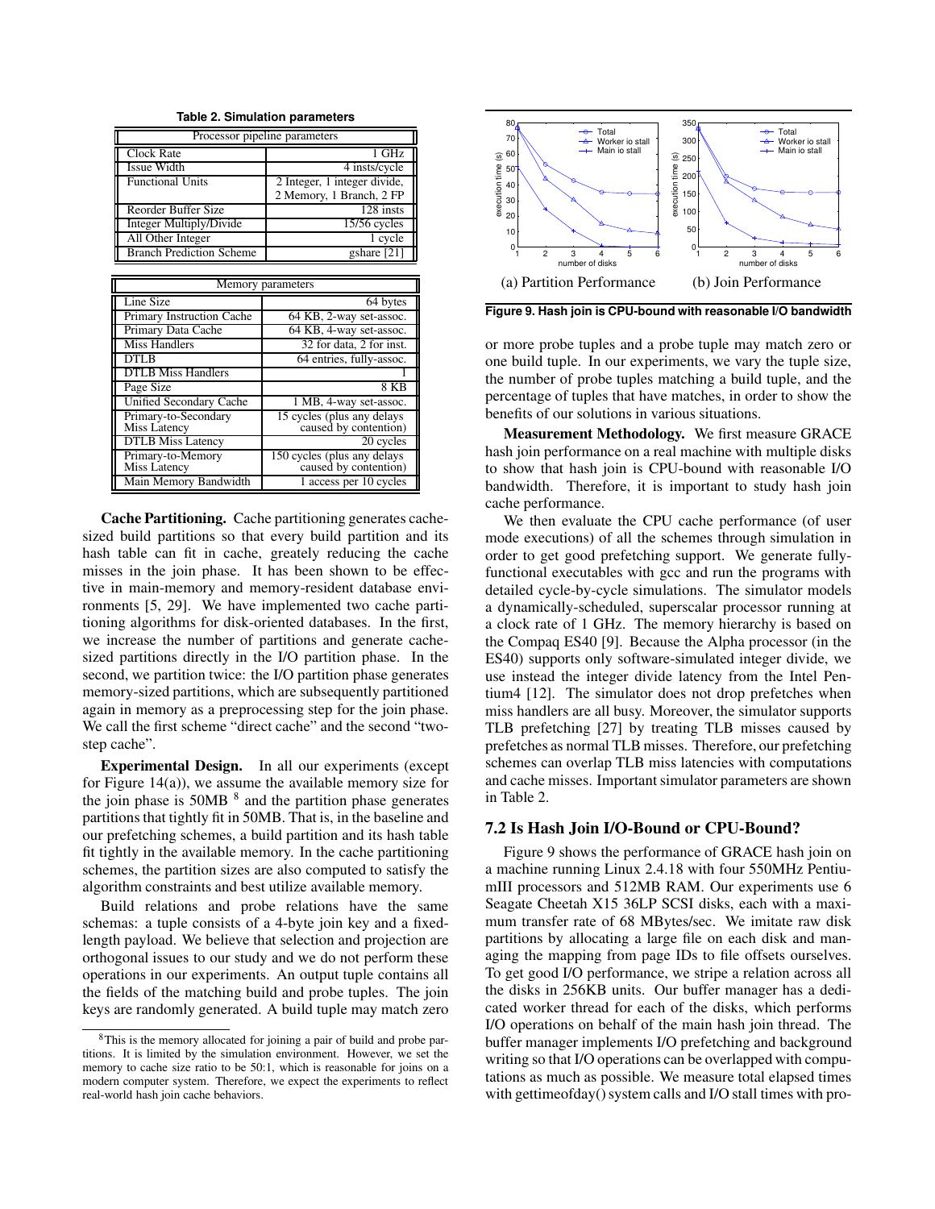**Table 2. Simulation parameters**

| Processor pipeline parameters | |
|---|---|
| Clock Rate | 1 GHz |
| Issue Width | 4 insts/cycle |
| Functional Units | 2 Integer, 1 integer divide, 2 Memory, 1 Branch, 2 FP |
| Reorder Buffer Size | 128 insts |
| Integer Multiply/Divide | 15/56 cycles |
| All Other Integer | 1 cycle |
| Branch Prediction Scheme | gshare [21] |

| Memory parameters | |
|---|---|
| Line Size | 64 bytes |
| Primary Instruction Cache | 64 KB, 2-way set-assoc. |
| Primary Data Cache | 64 KB, 4-way set-assoc. |
| Miss Handlers | 32 for data, 2 for inst. |
| DTLB | 64 entries, fully-assoc. |
| DTLB Miss Handlers | 1 |
| Page Size | 8 KB |
| Unified Secondary Cache | 1 MB, 4-way set-assoc. |
| Primary-to-Secondary Miss Latency | 15 cycles (plus any delays caused by contention) |
| DTLB Miss Latency | 20 cycles |
| Primary-to-Memory Miss Latency | 150 cycles (plus any delays caused by contention) |
| Main Memory Bandwidth | 1 access per 10 cycles |

**Cache Partitioning.** Cache partitioning generates cache-sized build partitions so that every build partition and its hash table can fit in cache, greately reducing the cache misses in the join phase. It has been shown to be effective in main-memory and memory-resident database environments [5, 29]. We have implemented two cache partitioning algorithms for disk-oriented databases. In the first, we increase the number of partitions and generate cache-sized partitions directly in the I/O partition phase. In the second, we partition twice: the I/O partition phase generates memory-sized partitions, which are subsequently partitioned again in memory as a preprocessing step for the join phase. We call the first scheme "direct cache" and the second "two-step cache".

**Experimental Design.** In all our experiments (except for Figure 14(a)), we assume the available memory size for the join phase is 50MB [8] and the partition phase generates partitions that tightly fit in 50MB. That is, in the baseline and our prefetching schemes, a build partition and its hash table fit tightly in the available memory. In the cache partitioning schemes, the partition sizes are also computed to satisfy the algorithm constraints and best utilize available memory.

Build relations and probe relations have the same schemas: a tuple consists of a 4-byte join key and a fixed-length payload. We believe that selection and projection are orthogonal issues to our study and we do not perform these operations in our experiments. An output tuple contains all the fields of the matching build and probe tuples. The join keys are randomly generated. A build tuple may match zero or more probe tuples and a probe tuple may match zero or one build tuple. In our experiments, we vary the tuple size, the number of probe tuples matching a build tuple, and the percentage of tuples that have matches, in order to show the benefits of our solutions in various situations.

[8] This is the memory allocated for joining a pair of build and probe partitions. It is limited by the simulation environment. However, we set the memory to cache size ratio to be 50:1, which is reasonable for joins on a modern computer system. Therefore, we expect the experiments to reflect real-world hash join cache behaviors.

(a) Partition Performance (b) Join Performance

**Figure 9. Hash join is CPU-bound with reasonable I/O bandwidth**

**Measurement Methodology.** We first measure GRACE hash join performance on a real machine with multiple disks to show that hash join is CPU-bound with reasonable I/O bandwidth. Therefore, it is important to study hash join cache performance.

We then evaluate the CPU cache performance (of user mode executions) of all the schemes through simulation in order to get good prefetching support. We generate fully-functional executables with gcc and run the programs with detailed cycle-by-cycle simulations. The simulator models a dynamically-scheduled, superscalar processor running at a clock rate of 1 GHz. The memory hierarchy is based on the Compaq ES40 [9]. Because the Alpha processor (in the ES40) supports only software-simulated integer divide, we use instead the integer divide latency from the Intel Pentium4 [12]. The simulator does not drop prefetches when miss handlers are all busy. Moreover, the simulator supports TLB prefetching [27] by treating TLB misses caused by prefetches as normal TLB misses. Therefore, our prefetching schemes can overlap TLB miss latencies with computations and cache misses. Important simulator parameters are shown in Table 2.

## 7.2 Is Hash Join I/O-Bound or CPU-Bound?

Figure 9 shows the performance of GRACE hash join on a machine running Linux 2.4.18 with four 550MHz PentiumIII processors and 512MB RAM. Our experiments use 6 Seagate Cheetah X15 36LP SCSI disks, each with a maximum transfer rate of 68 MBytes/sec. We imitate raw disk partitions by allocating a large file on each disk and managing the mapping from page IDs to file offsets ourselves. To get good I/O performance, we stripe a relation across all the disks in 256KB units. Our buffer manager has a dedicated worker thread for each of the disks, which performs I/O operations on behalf of the main hash join thread. The buffer manager implements I/O prefetching and background writing so that I/O operations can be overlapped with computations as much as possible. We measure total elapsed times with gettimeofday() system calls and I/O stall times with pro-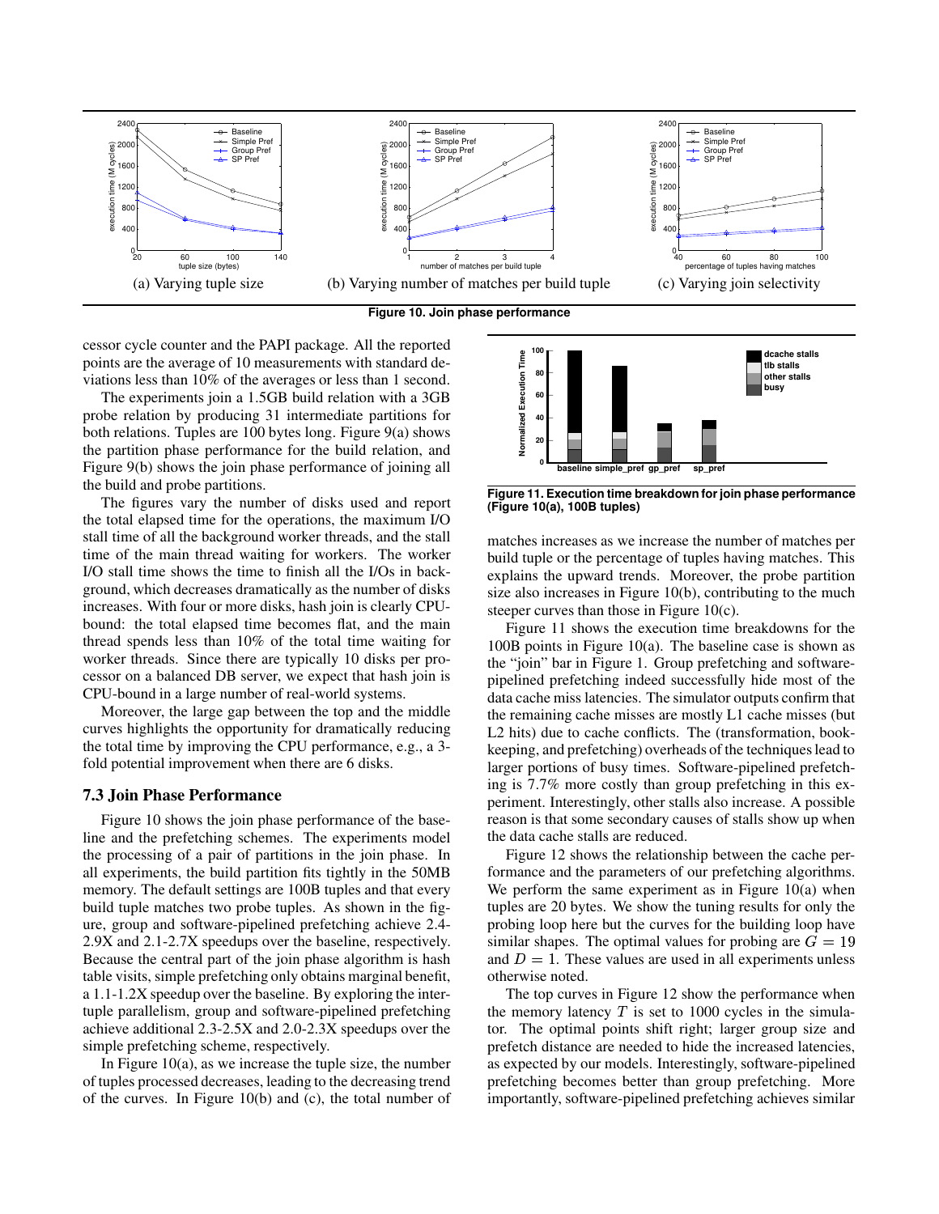(a) Varying tuple size (b) Varying number of matches per build tuple (c) Varying join selectivity

**Figure 10. Join phase performance**

cessor cycle counter and the PAPI package. All the reported points are the average of 10 measurements with standard deviations less than 10% of the averages or less than 1 second.

The experiments join a 1.5GB build relation with a 3GB probe relation by producing 31 intermediate partitions for both relations. Tuples are 100 bytes long. Figure 9(a) shows the partition phase performance for the build relation, and Figure 9(b) shows the join phase performance of joining all the build and probe partitions.

The figures vary the number of disks used and report the total elapsed time for the operations, the maximum I/O stall time of all the background worker threads, and the stall time of the main thread waiting for workers. The worker I/O stall time shows the time to finish all the I/Os in background, which decreases dramatically as the number of disks increases. With four or more disks, hash join is clearly CPU-bound: the total elapsed time becomes flat, and the main thread spends less than 10% of the total time waiting for worker threads. Since there are typically 10 disks per processor on a balanced DB server, we expect that hash join is CPU-bound in a large number of real-world systems.

Moreover, the large gap between the top and the middle curves highlights the opportunity for dramatically reducing the total time by improving the CPU performance, e.g., a 3-fold potential improvement when there are 6 disks.

### 7.3 Join Phase Performance

Figure 10 shows the join phase performance of the baseline and the prefetching schemes. The experiments model the processing of a pair of partitions in the join phase. In all experiments, the build partition fits tightly in the 50MB memory. The default settings are 100B tuples and that every build tuple matches two probe tuples. As shown in the figure, group and software-pipelined prefetching achieve 2.4-2.9X and 2.1-2.7X speedups over the baseline, respectively. Because the central part of the join phase algorithm is hash table visits, simple prefetching only obtains marginal benefit, a 1.1-1.2X speedup over the baseline. By exploring the inter-tuple parallelism, group and software-pipelined prefetching achieve additional 2.3-2.5X and 2.0-2.3X speedups over the simple prefetching scheme, respectively.

In Figure 10(a), as we increase the tuple size, the number of tuples processed decreases, leading to the decreasing trend of the curves. In Figure 10(b) and (c), the total number of matches increases as we increase the number of matches per build tuple or the percentage of tuples having matches. This explains the upward trends. Moreover, the probe partition size also increases in Figure 10(b), contributing to the much steeper curves than those in Figure 10(c).

**Figure 11. Execution time breakdown for join phase performance (Figure 10(a), 100B tuples)**

Figure 11 shows the execution time breakdowns for the 100B points in Figure 10(a). The baseline case is shown as the "join" bar in Figure 1. Group prefetching and software-pipelined prefetching indeed successfully hide most of the data cache miss latencies. The simulator outputs confirm that the remaining cache misses are mostly L1 cache misses (but L2 hits) due to cache conflicts. The (transformation, bookkeeping, and prefetching) overheads of the techniques lead to larger portions of busy times. Software-pipelined prefetching is 7.7% more costly than group prefetching in this experiment. Interestingly, other stalls also increase. A possible reason is that some secondary causes of stalls show up when the data cache stalls are reduced.

Figure 12 shows the relationship between the cache performance and the parameters of our prefetching algorithms. We perform the same experiment as in Figure 10(a) when tuples are 20 bytes. We show the tuning results for only the probing loop here but the curves for the building loop have similar shapes. The optimal values for probing are $G = 19$ and $D = 1$. These values are used in all experiments unless otherwise noted.

The top curves in Figure 12 show the performance when the memory latency $T$ is set to 1000 cycles in the simulator. The optimal points shift right; larger group size and prefetch distance are needed to hide the increased latencies, as expected by our models. Interestingly, software-pipelined prefetching becomes better than group prefetching. More importantly, software-pipelined prefetching achieves similar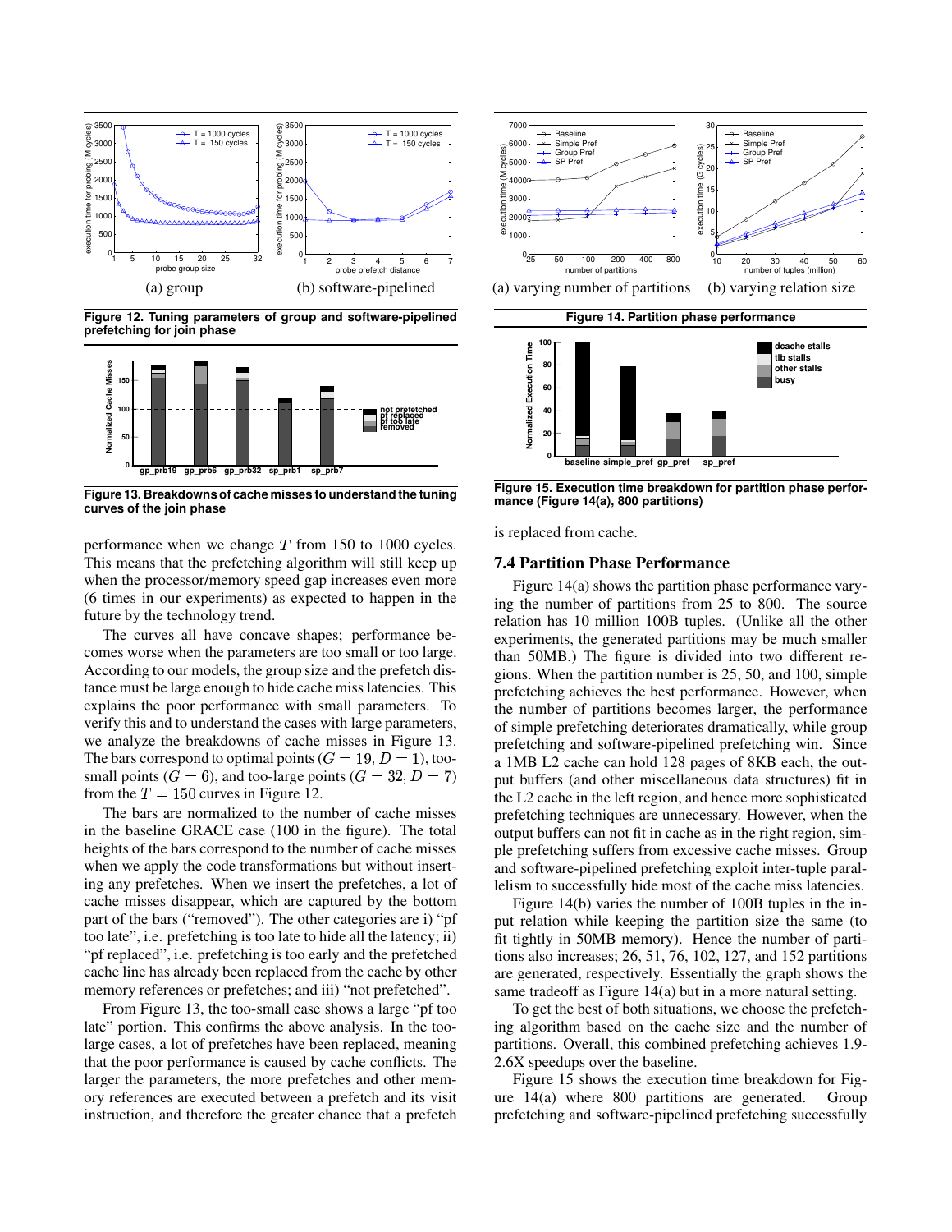(a) group (b) software-pipelined

**Figure 12. Tuning parameters of group and software-pipelined prefetching for join phase**

**Figure 13. Breakdowns of cache misses to understand the tuning curves of the join phase**

performance when we change $T$ from 150 to 1000 cycles. This means that the prefetching algorithm will still keep up when the processor/memory speed gap increases even more (6 times in our experiments) as expected to happen in the future by the technology trend.

The curves all have concave shapes; performance becomes worse when the parameters are too small or too large. According to our models, the group size and the prefetch distance must be large enough to hide cache miss latencies. This explains the poor performance with small parameters. To verify this and to understand the cases with large parameters, we analyze the breakdowns of cache misses in Figure 13. The bars correspond to optimal points ($G = 19, D = 1$), too-small points ($G = 6$), and too-large points ($G = 32, D = 7$) from the $T = 150$ curves in Figure 12.

The bars are normalized to the number of cache misses in the baseline GRACE case (100 in the figure). The total heights of the bars correspond to the number of cache misses when we apply the code transformations but without inserting any prefetches. When we insert the prefetches, a lot of cache misses disappear, which are captured by the bottom part of the bars ("removed"). The other categories are i) "pf too late", i.e. prefetching is too late to hide all the latency; ii) "pf replaced", i.e. prefetching is too early and the prefetched cache line has already been replaced from the cache by other memory references or prefetches; and iii) "not prefetched".

From Figure 13, the too-small case shows a large "pf too late" portion. This confirms the above analysis. In the too-large cases, a lot of prefetches have been replaced, meaning that the poor performance is caused by cache conflicts. The larger the parameters, the more prefetches and other memory references are executed between a prefetch and its visit instruction, and therefore the greater chance that a prefetch is replaced from cache.

(a) varying number of partitions (b) varying relation size

**Figure 14. Partition phase performance**

**Figure 15. Execution time breakdown for partition phase performance (Figure 14(a), 800 partitions)**

## 7.4 Partition Phase Performance

Figure 14(a) shows the partition phase performance varying the number of partitions from 25 to 800. The source relation has 10 million 100B tuples. (Unlike all the other experiments, the generated partitions may be much smaller than 50MB.) The figure is divided into two different regions. When the partition number is 25, 50, and 100, simple prefetching achieves the best performance. However, when the number of partitions becomes larger, the performance of simple prefetching deteriorates dramatically, while group prefetching and software-pipelined prefetching win. Since a 1MB L2 cache can hold 128 pages of 8KB each, the output buffers (and other miscellaneous data structures) fit in the L2 cache in the left region, and hence more sophisticated prefetching techniques are unnecessary. However, when the output buffers can not fit in cache as in the right region, simple prefetching suffers from excessive cache misses. Group and software-pipelined prefetching exploit inter-tuple parallelism to successfully hide most of the cache miss latencies.

Figure 14(b) varies the number of 100B tuples in the input relation while keeping the partition size the same (to fit tightly in 50MB memory). Hence the number of partitions also increases; 26, 51, 76, 102, 127, and 152 partitions are generated, respectively. Essentially the graph shows the same tradeoff as Figure 14(a) but in a more natural setting.

To get the best of both situations, we choose the prefetching algorithm based on the cache size and the number of partitions. Overall, this combined prefetching achieves 1.9-2.6X speedups over the baseline.

Figure 15 shows the execution time breakdown for Figure 14(a) where 800 partitions are generated. Group prefetching and software-pipelined prefetching successfully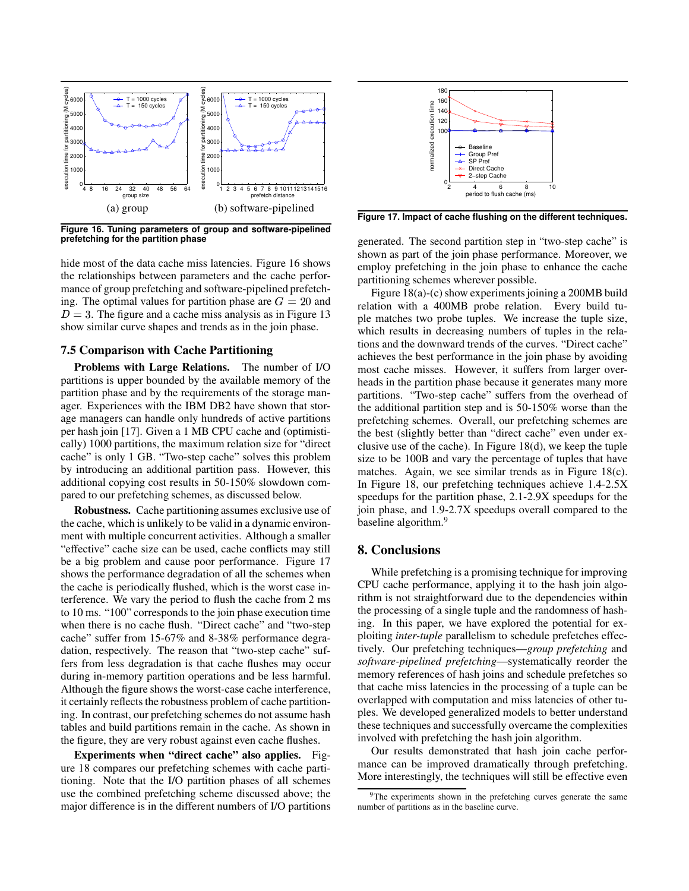(a) group (b) software-pipelined

**Figure 16. Tuning parameters of group and software-pipelined prefetching for the partition phase**

hide most of the data cache miss latencies. Figure 16 shows the relationships between parameters and the cache performance of group prefetching and software-pipelined prefetching. The optimal values for partition phase are $G = 20$ and $D = 3$. The figure and a cache miss analysis as in Figure 13 show similar curve shapes and trends as in the join phase.

### 7.5 Comparison with Cache Partitioning

**Problems with Large Relations.** The number of I/O partitions is upper bounded by the available memory of the partition phase and by the requirements of the storage manager. Experiences with the IBM DB2 have shown that storage managers can handle only hundreds of active partitions per hash join [17]. Given a 1 MB CPU cache and (optimistically) 1000 partitions, the maximum relation size for "direct cache" is only 1 GB. "Two-step cache" solves this problem by introducing an additional partition pass. However, this additional copying cost results in 50-150% slowdown compared to our prefetching schemes, as discussed below.

**Robustness.** Cache partitioning assumes exclusive use of the cache, which is unlikely to be valid in a dynamic environment with multiple concurrent activities. Although a smaller "effective" cache size can be used, cache conflicts may still be a big problem and cause poor performance. Figure 17 shows the performance degradation of all the schemes when the cache is periodically flushed, which is the worst case interference. We vary the period to flush the cache from 2 ms to 10 ms. "100" corresponds to the join phase execution time when there is no cache flush. "Direct cache" and "two-step cache" suffer from 15-67% and 8-38% performance degradation, respectively. The reason that "two-step cache" suffers from less degradation is that cache flushes may occur during in-memory partition operations and be less harmful. Although the figure shows the worst-case cache interference, it certainly reflects the robustness problem of cache partitioning. In contrast, our prefetching schemes do not assume hash tables and build partitions remain in the cache. As shown in the figure, they are very robust against even cache flushes.

**Experiments when "direct cache" also applies.** Figure 18 compares our prefetching schemes with cache partitioning. Note that the I/O partition phases of all schemes use the combined prefetching scheme discussed above; the major difference is in the different numbers of I/O partitions

**Figure 17. Impact of cache flushing on the different techniques.**

generated. The second partition step in "two-step cache" is shown as part of the join phase performance. Moreover, we employ prefetching in the join phase to enhance the cache partitioning schemes wherever possible.

Figure 18(a)-(c) show experiments joining a 200MB build relation with a 400MB probe relation. Every build tuple matches two probe tuples. We increase the tuple size, which results in decreasing numbers of tuples in the relations and the downward trends of the curves. "Direct cache" achieves the best performance in the join phase by avoiding most cache misses. However, it suffers from larger overheads in the partition phase because it generates many more partitions. "Two-step cache" suffers from the overhead of the additional partition step and is 50-150% worse than the prefetching schemes. Overall, our prefetching schemes are the best (slightly better than "direct cache" even under exclusive use of the cache). In Figure 18(d), we keep the tuple size to be 100B and vary the percentage of tuples that have matches. Again, we see similar trends as in Figure 18(c). In Figure 18, our prefetching techniques achieve 1.4-2.5X speedups for the partition phase, 2.1-2.9X speedups for the join phase, and 1.9-2.7X speedups overall compared to the baseline algorithm.[9]

## 8. Conclusions

While prefetching is a promising technique for improving CPU cache performance, applying it to the hash join algorithm is not straightforward due to the dependencies within the processing of a single tuple and the randomness of hashing. In this paper, we have explored the potential for exploiting *inter-tuple* parallelism to schedule prefetches effectively. Our prefetching techniques—*group prefetching* and *software-pipelined prefetching*—systematically reorder the memory references of hash joins and schedule prefetches so that cache miss latencies in the processing of a tuple can be overlapped with computation and miss latencies of other tuples. We developed generalized models to better understand these techniques and successfully overcame the complexities involved with prefetching the hash join algorithm.

Our results demonstrated that hash join cache performance can be improved dramatically through prefetching. More interestingly, the techniques will still be effective even

[9] The experiments shown in the prefetching curves generate the same number of partitions as in the baseline curve.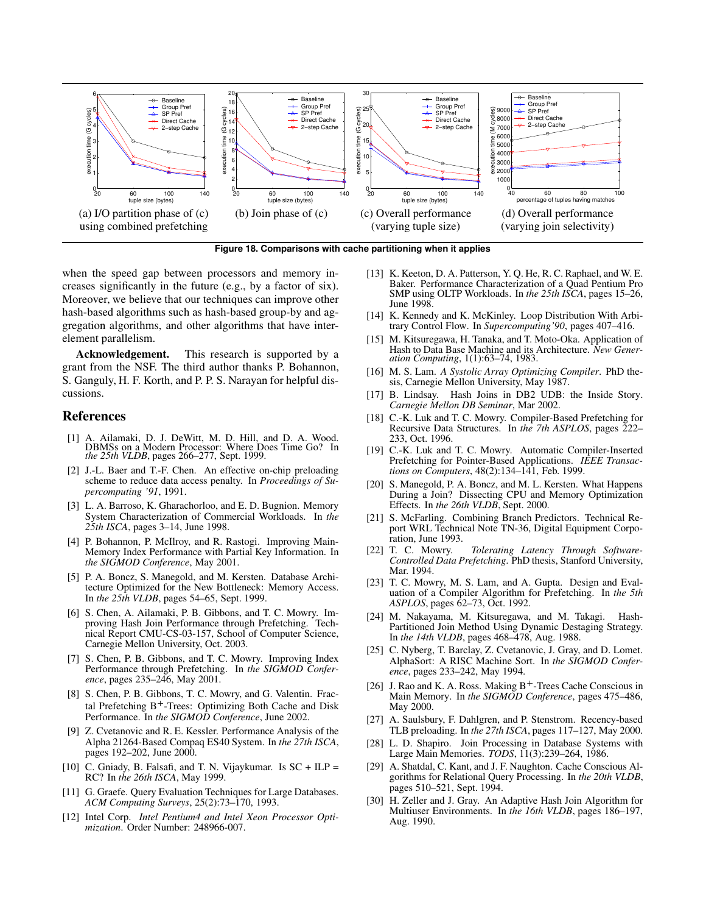Baseline
Group Pref
SP Pref
Direct Cache
2-step Cache

(a) I/O partition phase of (c) using combined prefetching

(b) Join phase of (c)

(c) Overall performance (varying tuple size)

(d) Overall performance (varying join selectivity)

**Figure 18. Comparisons with cache partitioning when it applies**

when the speed gap between processors and memory increases significantly in the future (e.g., by a factor of six). Moreover, we believe that our techniques can improve other hash-based algorithms such as hash-based group-by and aggregation algorithms, and other algorithms that have inter-element parallelism.

**Acknowledgement.** This research is supported by a grant from the NSF. The third author thanks P. Bohannon, S. Ganguly, H. F. Korth, and P. P. S. Narayan for helpful discussions.

## References

[1] A. Ailamaki, D. J. DeWitt, M. D. Hill, and D. A. Wood. DBMSs on a Modern Processor: Where Does Time Go? In *the 25th VLDB*, pages 266–277, Sept. 1999.

[2] J.-L. Baer and T.-F. Chen. An effective on-chip preloading scheme to reduce data access penalty. In *Proceedings of Supercomputing '91*, 1991.

[3] L. A. Barroso, K. Gharachorloo, and E. D. Bugnion. Memory System Characterization of Commercial Workloads. In *the 25th ISCA*, pages 3–14, June 1998.

[4] P. Bohannon, P. McIlroy, and R. Rastogi. Improving Main-Memory Index Performance with Partial Key Information. In *the SIGMOD Conference*, May 2001.

[5] P. A. Boncz, S. Manegold, and M. Kersten. Database Architecture Optimized for the New Bottleneck: Memory Access. In *the 25th VLDB*, pages 54–65, Sept. 1999.

[6] S. Chen, A. Ailamaki, P. B. Gibbons, and T. C. Mowry. Improving Hash Join Performance through Prefetching. Technical Report CMU-CS-03-157, School of Computer Science, Carnegie Mellon University, Oct. 2003.

[7] S. Chen, P. B. Gibbons, and T. C. Mowry. Improving Index Performance through Prefetching. In *the SIGMOD Conference*, pages 235–246, May 2001.

[8] S. Chen, P. B. Gibbons, T. C. Mowry, and G. Valentin. Fractal Prefetching B$^+$-Trees: Optimizing Both Cache and Disk Performance. In *the SIGMOD Conference*, June 2002.

[9] Z. Cvetanovic and R. E. Kessler. Performance Analysis of the Alpha 21264-Based Compaq ES40 System. In *the 27th ISCA*, pages 192–202, June 2000.

[10] C. Gniady, B. Falsafi, and T. N. Vijaykumar. Is SC + ILP = RC? In *the 26th ISCA*, May 1999.

[11] G. Graefe. Query Evaluation Techniques for Large Databases. *ACM Computing Surveys*, 25(2):73–170, 1993.

[12] Intel Corp. *Intel Pentium4 and Intel Xeon Processor Optimization*. Order Number: 248966-007.

[13] K. Keeton, D. A. Patterson, Y. Q. He, R. C. Raphael, and W. E. Baker. Performance Characterization of a Quad Pentium Pro SMP using OLTP Workloads. In *the 25th ISCA*, pages 15–26, June 1998.

[14] K. Kennedy and K. McKinley. Loop Distribution With Arbitrary Control Flow. In *Supercomputing'90*, pages 407–416.

[15] M. Kitsuregawa, H. Tanaka, and T. Moto-Oka. Application of Hash to Data Base Machine and its Architecture. *New Generation Computing*, 1(1):63–74, 1983.

[16] M. S. Lam. *A Systolic Array Optimizing Compiler*. PhD thesis, Carnegie Mellon University, May 1987.

[17] B. Lindsay. Hash Joins in DB2 UDB: the Inside Story. *Carnegie Mellon DB Seminar*, Mar 2002.

[18] C.-K. Luk and T. C. Mowry. Compiler-Based Prefetching for Recursive Data Structures. In *the 7th ASPLOS*, pages 222–233, Oct. 1996.

[19] C.-K. Luk and T. C. Mowry. Automatic Compiler-Inserted Prefetching for Pointer-Based Applications. *IEEE Transactions on Computers*, 48(2):134–141, Feb. 1999.

[20] S. Manegold, P. A. Boncz, and M. L. Kersten. What Happens During a Join? Dissecting CPU and Memory Optimization Effects. In *the 26th VLDB*, Sept. 2000.

[21] S. McFarling. Combining Branch Predictors. Technical Report WRL Technical Note TN-36, Digital Equipment Corporation, June 1993.

[22] T. C. Mowry. *Tolerating Latency Through Software-Controlled Data Prefetching*. PhD thesis, Stanford University, Mar. 1994.

[23] T. C. Mowry, M. S. Lam, and A. Gupta. Design and Evaluation of a Compiler Algorithm for Prefetching. In *the 5th ASPLOS*, pages 62–73, Oct. 1992.

[24] M. Nakayama, M. Kitsuregawa, and M. Takagi. Hash-Partitioned Join Method Using Dynamic Destaging Strategy. In *the 14th VLDB*, pages 468–478, Aug. 1988.

[25] C. Nyberg, T. Barclay, Z. Cvetanovic, J. Gray, and D. Lomet. AlphaSort: A RISC Machine Sort. In *the SIGMOD Conference*, pages 233–242, May 1994.

[26] J. Rao and K. A. Ross. Making B$^+$-Trees Cache Conscious in Main Memory. In *the SIGMOD Conference*, pages 475–486, May 2000.

[27] A. Saulsbury, F. Dahlgren, and P. Stenstrom. Recency-based TLB preloading. In *the 27th ISCA*, pages 117–127, May 2000.

[28] L. D. Shapiro. Join Processing in Database Systems with Large Main Memories. *TODS*, 11(3):239–264, 1986.

[29] A. Shatdal, C. Kant, and J. F. Naughton. Cache Conscious Algorithms for Relational Query Processing. In *the 20th VLDB*, pages 510–521, Sept. 1994.

[30] H. Zeller and J. Gray. An Adaptive Hash Join Algorithm for Multiuser Environments. In *the 16th VLDB*, pages 186–197, Aug. 1990.